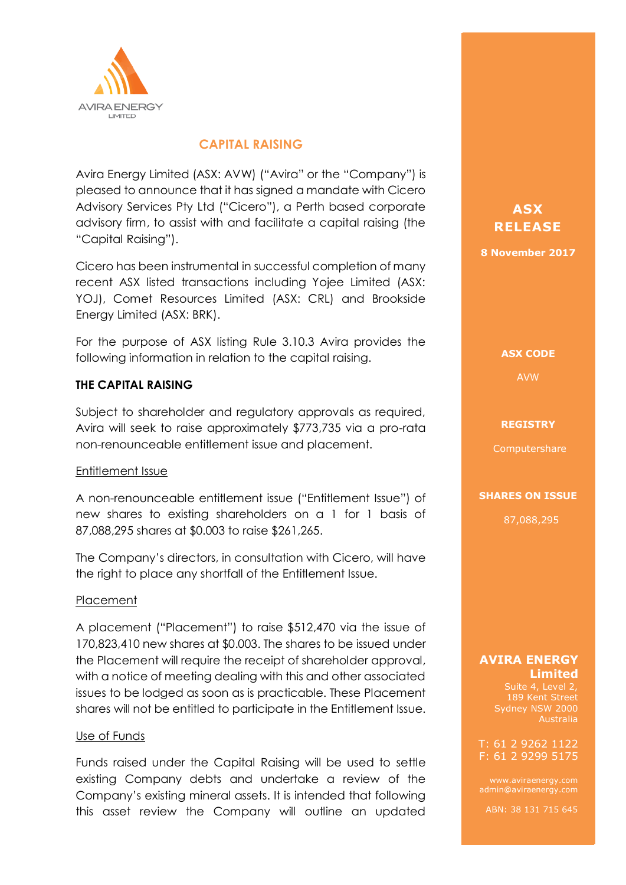AVIRA ENERGY LIMITED

# CAPITAL RAISING

Avira Energy Limited (ASX: AVW) ("Avira" or the "Company") is pleased to announce that it has signed a mandate with Cicero Advisory Services Pty Ltd ("Cicero"), a Perth based corporate advisory firm, to assist with and facilitate a capital raising (the "Capital Raising").

Cicero has been instrumental in successful completion of many recent ASX listed transactions including Yojee Limited (ASX: YOJ), Comet Resources Limited (ASX: CRL) and Brookside Energy Limited (ASX: BRK).

For the purpose of ASX listing Rule 3.10.3 Avira provides the following information in relation to the capital raising.

## THE CAPITAL RAISING

Subject to shareholder and regulatory approvals as required, Avira will seek to raise approximately $773,735 via a pro-rata non-renounceable entitlement issue and placement.

### Entitlement Issue

A non-renounceable entitlement issue ("Entitlement Issue") of new shares to existing shareholders on a 1 for 1 basis of 87,088,295 shares at $0.003 to raise $261,265.

The Company's directors, in consultation with Cicero, will have the right to place any shortfall of the Entitlement Issue.

### Placement

A placement ("Placement") to raise $512,470 via the issue of 170,823,410 new shares at $0.003. The shares to be issued under the Placement will require the receipt of shareholder approval, with a notice of meeting dealing with this and other associated issues to be lodged as soon as is practicable. These Placement shares will not be entitled to participate in the Entitlement Issue.

### Use of Funds

Funds raised under the Capital Raising will be used to settle existing Company debts and undertake a review of the Company's existing mineral assets. It is intended that following this asset review the Company will outline an updated

**ASX RELEASE**

**8 November 2017**

**ASX CODE**

AVW

**REGISTRY**

Computershare

**SHARES ON ISSUE**

87,088,295

**AVIRA ENERGY Limited**

Suite 4, Level 2,
189 Kent Street
Sydney NSW 2000
Australia

T: 61 2 9262 1122
F: 61 2 9299 5175

www.aviraenergy.com
admin@aviraenergy.com

ABN: 38 131 715 645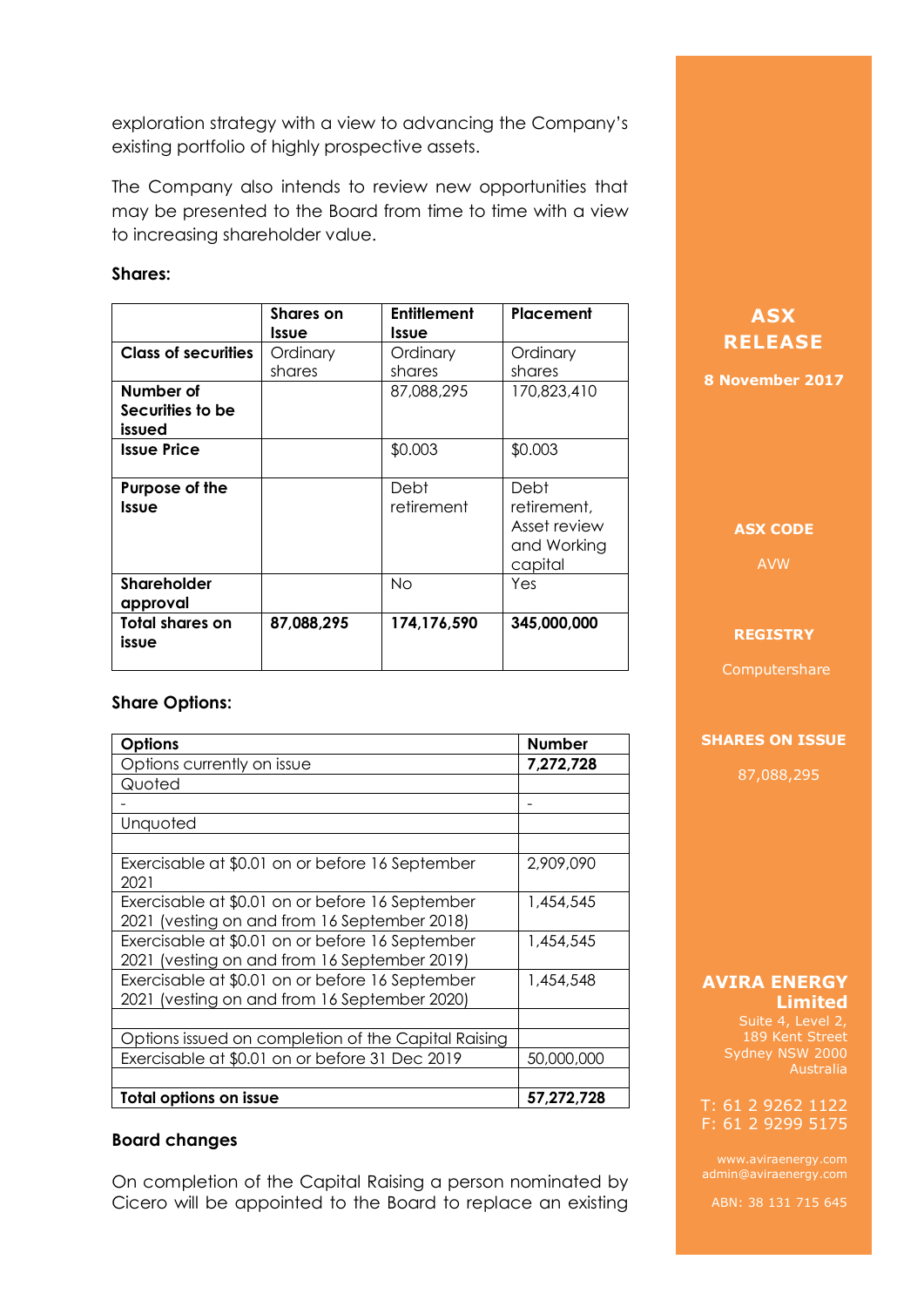exploration strategy with a view to advancing the Company's existing portfolio of highly prospective assets.

The Company also intends to review new opportunities that may be presented to the Board from time to time with a view to increasing shareholder value.

**Shares:**

| | Shares on Issue | Entitlement Issue | Placement |
|---|---|---|---|
| **Class of securities** | Ordinary shares | Ordinary shares | Ordinary shares |
| **Number of Securities to be issued** | | 87,088,295 | 170,823,410 |
| **Issue Price** | | $0.003 | $0.003 |
| **Purpose of the Issue** | | Debt retirement | Debt retirement, Asset review and Working capital |
| **Shareholder approval** | | No | Yes |
| **Total shares on issue** | **87,088,295** | **174,176,590** | **345,000,000** |

**Share Options:**

| Options | Number |
|---|---|
| Options currently on issue | **7,272,728** |
| Quoted | |
| - | - |
| Unquoted | |
| | |
| Exercisable at $0.01 on or before 16 September 2021 | 2,909,090 |
| Exercisable at $0.01 on or before 16 September 2021 (vesting on and from 16 September 2018) | 1,454,545 |
| Exercisable at $0.01 on or before 16 September 2021 (vesting on and from 16 September 2019) | 1,454,545 |
| Exercisable at $0.01 on or before 16 September 2021 (vesting on and from 16 September 2020) | 1,454,548 |
| | |
| Options issued on completion of the Capital Raising | |
| Exercisable at $0.01 on or before 31 Dec 2019 | 50,000,000 |
| | |
| **Total options on issue** | **57,272,728** |

**Board changes**

On completion of the Capital Raising a person nominated by Cicero will be appointed to the Board to replace an existing

**ASX RELEASE**

**8 November 2017**

**ASX CODE**

AVW

**REGISTRY**

Computershare

**SHARES ON ISSUE**

87,088,295

**AVIRA ENERGY Limited**

Suite 4, Level 2,
189 Kent Street
Sydney NSW 2000
Australia

T: 61 2 9262 1122
F: 61 2 9299 5175

www.aviraenergy.com
admin@aviraenergy.com

ABN: 38 131 715 645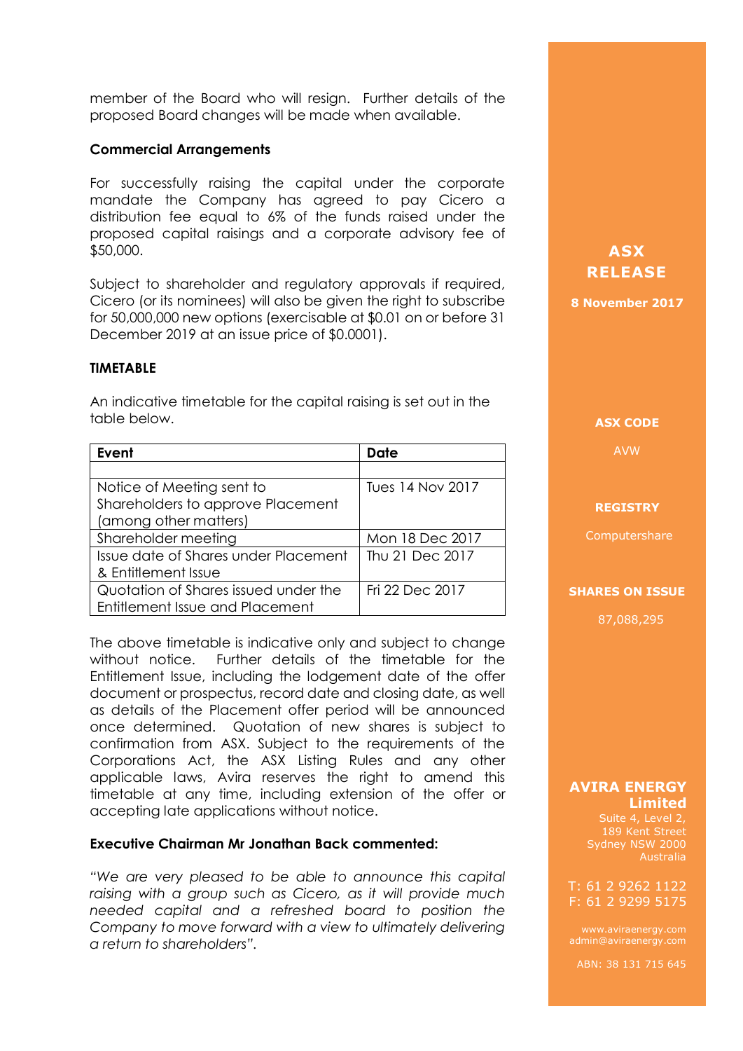member of the Board who will resign. Further details of the proposed Board changes will be made when available.

**Commercial Arrangements**

For successfully raising the capital under the corporate mandate the Company has agreed to pay Cicero a distribution fee equal to 6% of the funds raised under the proposed capital raisings and a corporate advisory fee of $50,000.

Subject to shareholder and regulatory approvals if required, Cicero (or its nominees) will also be given the right to subscribe for 50,000,000 new options (exercisable at $0.01 on or before 31 December 2019 at an issue price of $0.0001).

**TIMETABLE**

An indicative timetable for the capital raising is set out in the table below.

| Event | Date |
|---|---|
| | |
| Notice of Meeting sent to Shareholders to approve Placement (among other matters) | Tues 14 Nov 2017 |
| Shareholder meeting | Mon 18 Dec 2017 |
| Issue date of Shares under Placement & Entitlement Issue | Thu 21 Dec 2017 |
| Quotation of Shares issued under the Entitlement Issue and Placement | Fri 22 Dec 2017 |

The above timetable is indicative only and subject to change without notice. Further details of the timetable for the Entitlement Issue, including the lodgement date of the offer document or prospectus, record date and closing date, as well as details of the Placement offer period will be announced once determined. Quotation of new shares is subject to confirmation from ASX. Subject to the requirements of the Corporations Act, the ASX Listing Rules and any other applicable laws, Avira reserves the right to amend this timetable at any time, including extension of the offer or accepting late applications without notice.

**Executive Chairman Mr Jonathan Back commented:**

*"We are very pleased to be able to announce this capital raising with a group such as Cicero, as it will provide much needed capital and a refreshed board to position the Company to move forward with a view to ultimately delivering a return to shareholders".*

**ASX RELEASE**

**8 November 2017**

**ASX CODE**

AVW

**REGISTRY**

Computershare

**SHARES ON ISSUE**

87,088,295

**AVIRA ENERGY Limited**

Suite 4, Level 2,
189 Kent Street
Sydney NSW 2000
Australia

T: 61 2 9262 1122
F: 61 2 9299 5175

www.aviraenergy.com
admin@aviraenergy.com

ABN: 38 131 715 645